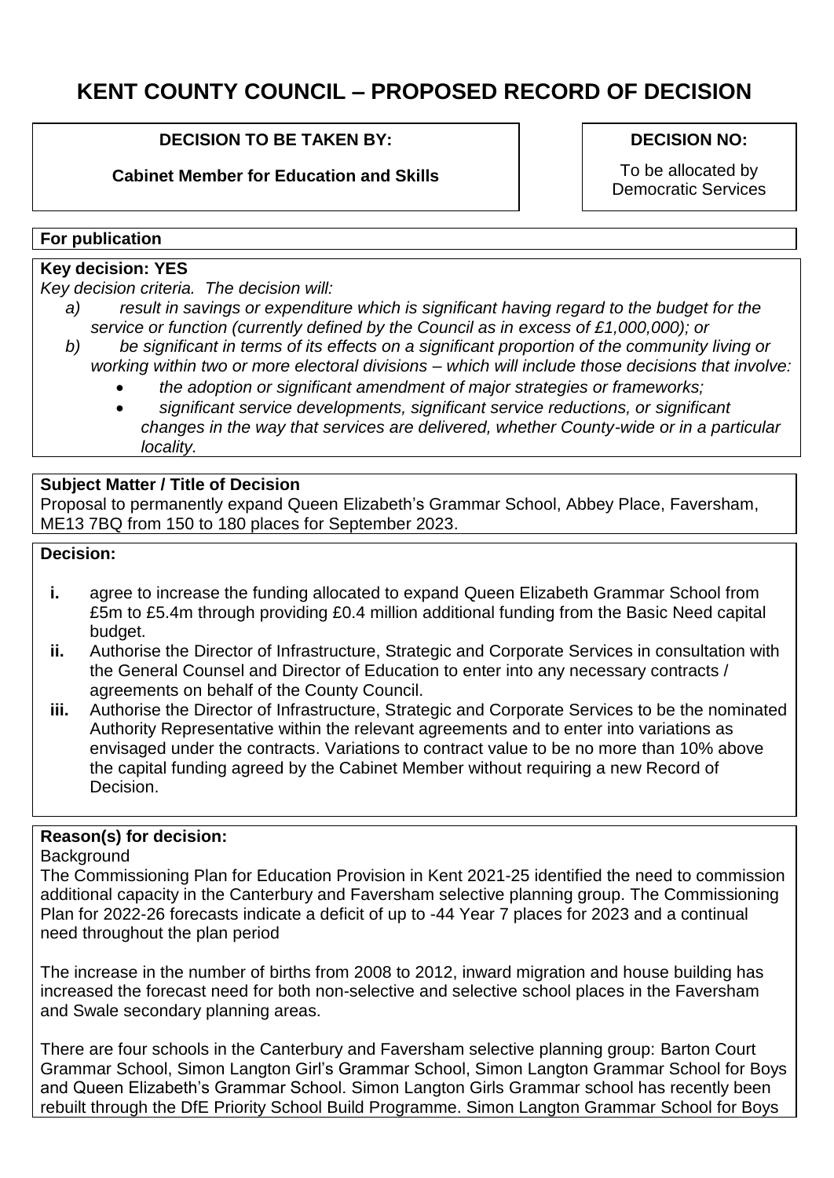# KENT COUNTY COUNCIL – PROPOSED RECORD OF DECISION

| DECISION TO BE TAKEN BY: | DECISION NO: |
| --- | --- |
| **Cabinet Member for Education and Skills** | To be allocated by Democratic Services |

**For publication**

**Key decision: YES**

*Key decision criteria. The decision will:*

*a) result in savings or expenditure which is significant having regard to the budget for the service or function (currently defined by the Council as in excess of £1,000,000); or*

*b) be significant in terms of its effects on a significant proportion of the community living or working within two or more electoral divisions – which will include those decisions that involve:*

- *the adoption or significant amendment of major strategies or frameworks;*
- *significant service developments, significant service reductions, or significant changes in the way that services are delivered, whether County-wide or in a particular locality.*

**Subject Matter / Title of Decision**

Proposal to permanently expand Queen Elizabeth's Grammar School, Abbey Place, Faversham, ME13 7BQ from 150 to 180 places for September 2023.

**Decision:**

- **i.** agree to increase the funding allocated to expand Queen Elizabeth Grammar School from £5m to £5.4m through providing £0.4 million additional funding from the Basic Need capital budget.
- **ii.** Authorise the Director of Infrastructure, Strategic and Corporate Services in consultation with the General Counsel and Director of Education to enter into any necessary contracts / agreements on behalf of the County Council.
- **iii.** Authorise the Director of Infrastructure, Strategic and Corporate Services to be the nominated Authority Representative within the relevant agreements and to enter into variations as envisaged under the contracts. Variations to contract value to be no more than 10% above the capital funding agreed by the Cabinet Member without requiring a new Record of Decision.

**Reason(s) for decision:**

Background

The Commissioning Plan for Education Provision in Kent 2021-25 identified the need to commission additional capacity in the Canterbury and Faversham selective planning group. The Commissioning Plan for 2022-26 forecasts indicate a deficit of up to -44 Year 7 places for 2023 and a continual need throughout the plan period

The increase in the number of births from 2008 to 2012, inward migration and house building has increased the forecast need for both non-selective and selective school places in the Faversham and Swale secondary planning areas.

There are four schools in the Canterbury and Faversham selective planning group: Barton Court Grammar School, Simon Langton Girl's Grammar School, Simon Langton Grammar School for Boys and Queen Elizabeth's Grammar School. Simon Langton Girls Grammar school has recently been rebuilt through the DfE Priority School Build Programme. Simon Langton Grammar School for Boys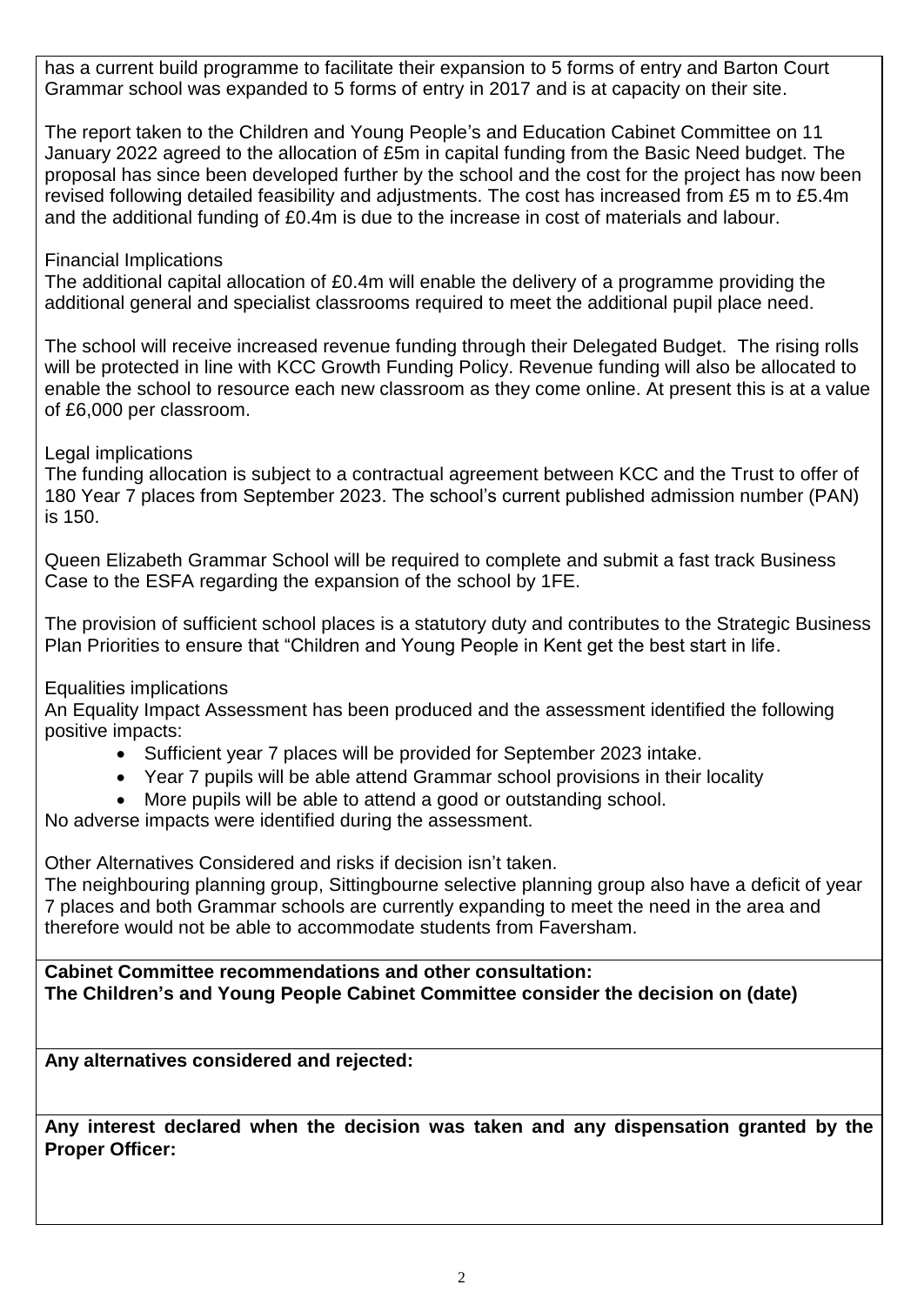has a current build programme to facilitate their expansion to 5 forms of entry and Barton Court Grammar school was expanded to 5 forms of entry in 2017 and is at capacity on their site.

The report taken to the Children and Young People's and Education Cabinet Committee on 11 January 2022 agreed to the allocation of £5m in capital funding from the Basic Need budget. The proposal has since been developed further by the school and the cost for the project has now been revised following detailed feasibility and adjustments. The cost has increased from £5 m to £5.4m and the additional funding of £0.4m is due to the increase in cost of materials and labour.

Financial Implications

The additional capital allocation of £0.4m will enable the delivery of a programme providing the additional general and specialist classrooms required to meet the additional pupil place need.

The school will receive increased revenue funding through their Delegated Budget. The rising rolls will be protected in line with KCC Growth Funding Policy. Revenue funding will also be allocated to enable the school to resource each new classroom as they come online. At present this is at a value of £6,000 per classroom.

Legal implications

The funding allocation is subject to a contractual agreement between KCC and the Trust to offer of 180 Year 7 places from September 2023. The school's current published admission number (PAN) is 150.

Queen Elizabeth Grammar School will be required to complete and submit a fast track Business Case to the ESFA regarding the expansion of the school by 1FE.

The provision of sufficient school places is a statutory duty and contributes to the Strategic Business Plan Priorities to ensure that "Children and Young People in Kent get the best start in life.

Equalities implications

An Equality Impact Assessment has been produced and the assessment identified the following positive impacts:

- Sufficient year 7 places will be provided for September 2023 intake.
- Year 7 pupils will be able attend Grammar school provisions in their locality
- More pupils will be able to attend a good or outstanding school.

No adverse impacts were identified during the assessment.

Other Alternatives Considered and risks if decision isn't taken.

The neighbouring planning group, Sittingbourne selective planning group also have a deficit of year 7 places and both Grammar schools are currently expanding to meet the need in the area and therefore would not be able to accommodate students from Faversham.

**Cabinet Committee recommendations and other consultation:**
**The Children's and Young People Cabinet Committee consider the decision on (date)**

**Any alternatives considered and rejected:**

**Any interest declared when the decision was taken and any dispensation granted by the Proper Officer:**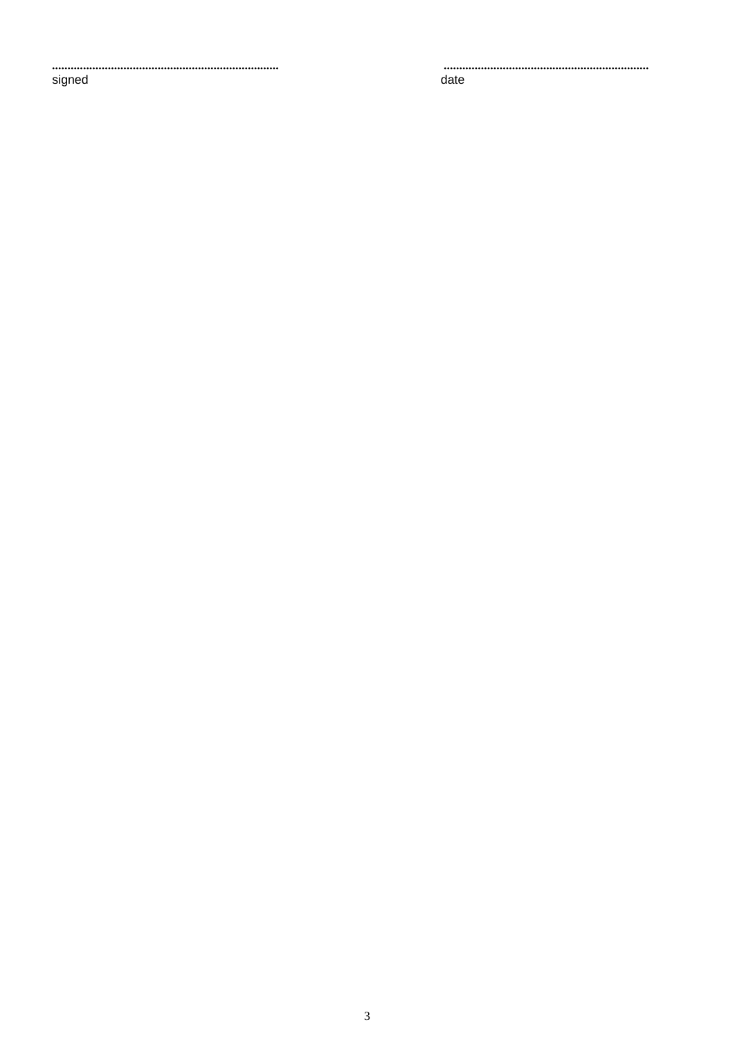.............................................................................. ..................................................................

signed date